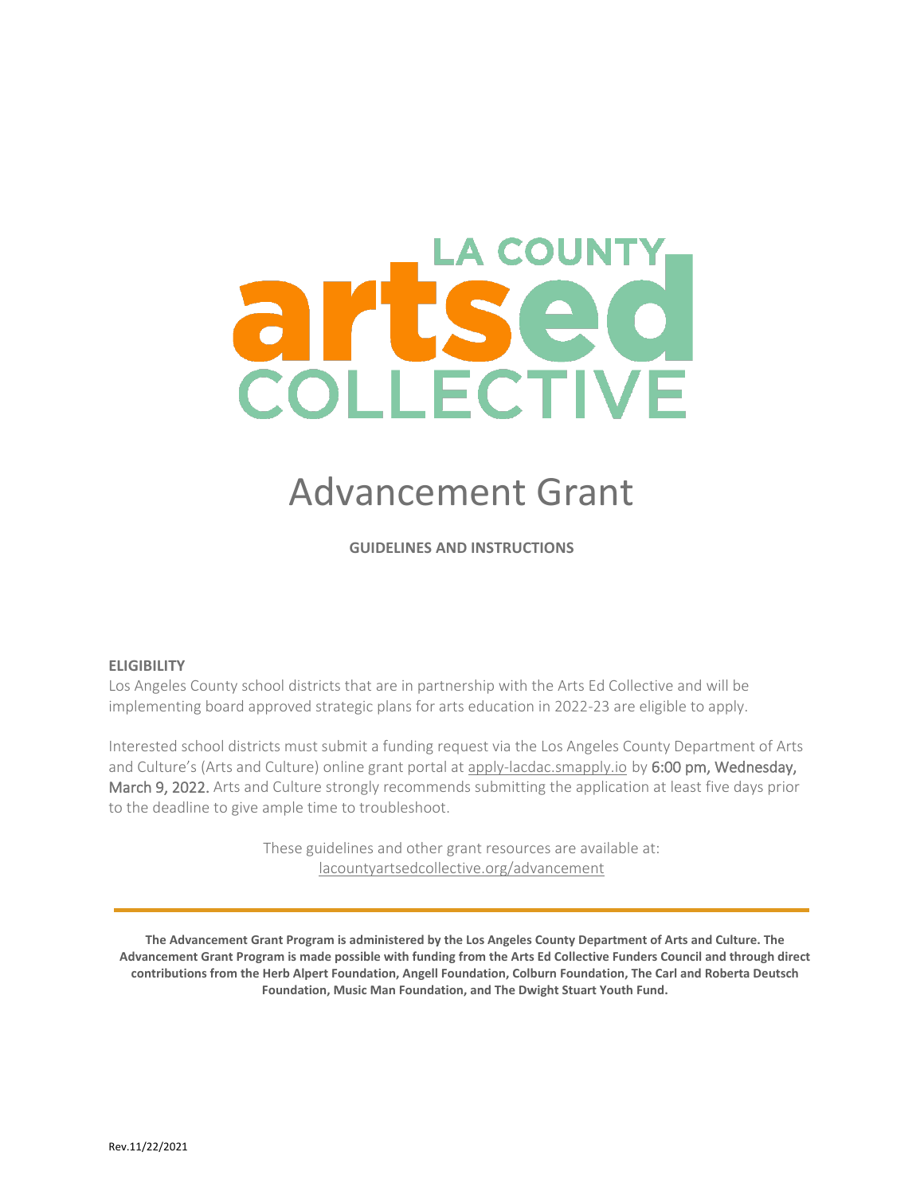LA COUNTY artsed COLLECTIVE

# Advancement Grant

**GUIDELINES AND INSTRUCTIONS**

**ELIGIBILITY**

Los Angeles County school districts that are in partnership with the Arts Ed Collective and will be implementing board approved strategic plans for arts education in 2022-23 are eligible to apply.

Interested school districts must submit a funding request via the Los Angeles County Department of Arts and Culture's (Arts and Culture) online grant portal at apply-lacdac.smapply.io by 6:00 pm, Wednesday, March 9, 2022. Arts and Culture strongly recommends submitting the application at least five days prior to the deadline to give ample time to troubleshoot.

These guidelines and other grant resources are available at:
lacountyartsedcollective.org/advancement

---

**The Advancement Grant Program is administered by the Los Angeles County Department of Arts and Culture. The Advancement Grant Program is made possible with funding from the Arts Ed Collective Funders Council and through direct contributions from the Herb Alpert Foundation, Angell Foundation, Colburn Foundation, The Carl and Roberta Deutsch Foundation, Music Man Foundation, and The Dwight Stuart Youth Fund.**

Rev.11/22/2021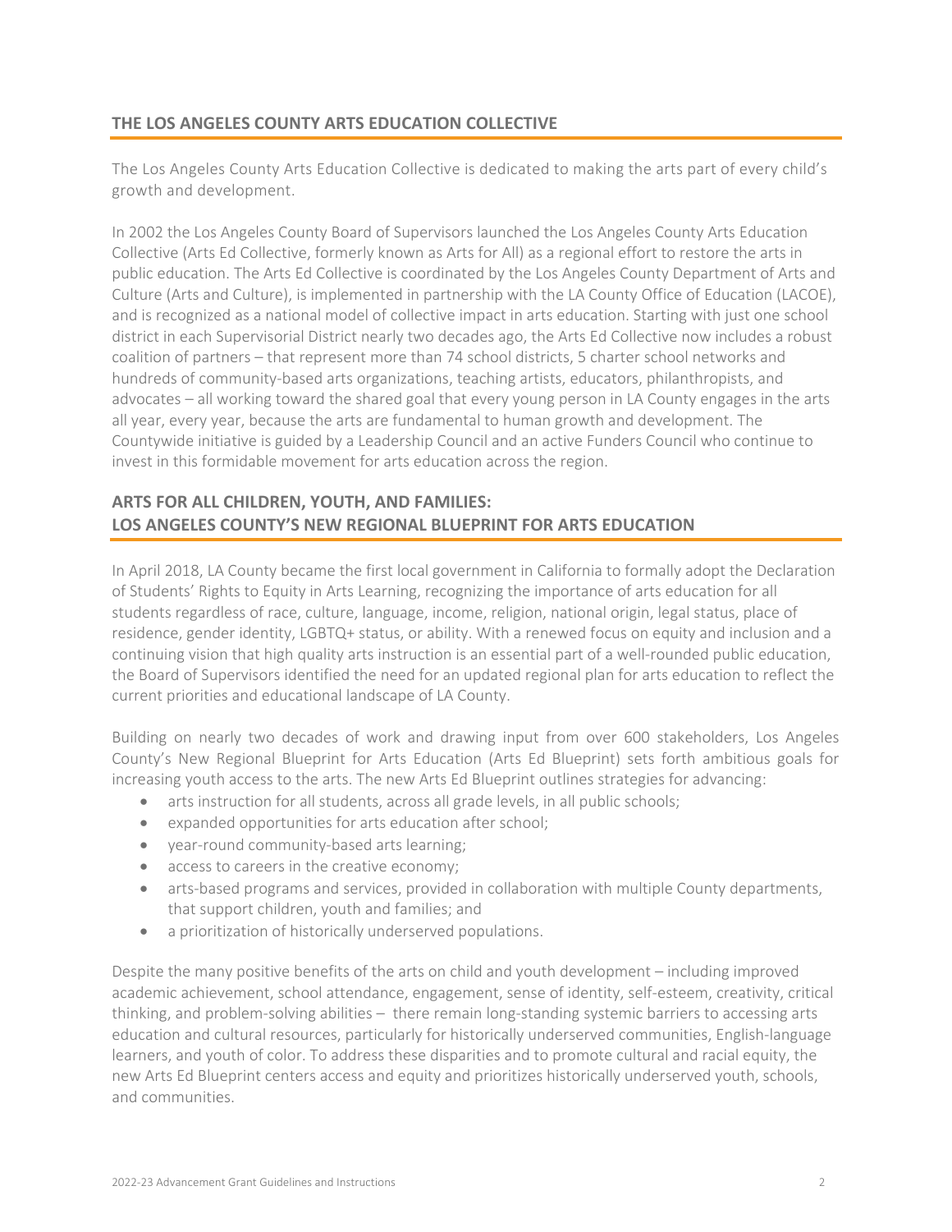## THE LOS ANGELES COUNTY ARTS EDUCATION COLLECTIVE

The Los Angeles County Arts Education Collective is dedicated to making the arts part of every child's growth and development.

In 2002 the Los Angeles County Board of Supervisors launched the Los Angeles County Arts Education Collective (Arts Ed Collective, formerly known as Arts for All) as a regional effort to restore the arts in public education. The Arts Ed Collective is coordinated by the Los Angeles County Department of Arts and Culture (Arts and Culture), is implemented in partnership with the LA County Office of Education (LACOE), and is recognized as a national model of collective impact in arts education. Starting with just one school district in each Supervisorial District nearly two decades ago, the Arts Ed Collective now includes a robust coalition of partners – that represent more than 74 school districts, 5 charter school networks and hundreds of community-based arts organizations, teaching artists, educators, philanthropists, and advocates – all working toward the shared goal that every young person in LA County engages in the arts all year, every year, because the arts are fundamental to human growth and development. The Countywide initiative is guided by a Leadership Council and an active Funders Council who continue to invest in this formidable movement for arts education across the region.

## ARTS FOR ALL CHILDREN, YOUTH, AND FAMILIES: LOS ANGELES COUNTY'S NEW REGIONAL BLUEPRINT FOR ARTS EDUCATION

In April 2018, LA County became the first local government in California to formally adopt the Declaration of Students' Rights to Equity in Arts Learning, recognizing the importance of arts education for all students regardless of race, culture, language, income, religion, national origin, legal status, place of residence, gender identity, LGBTQ+ status, or ability. With a renewed focus on equity and inclusion and a continuing vision that high quality arts instruction is an essential part of a well-rounded public education, the Board of Supervisors identified the need for an updated regional plan for arts education to reflect the current priorities and educational landscape of LA County.

Building on nearly two decades of work and drawing input from over 600 stakeholders, Los Angeles County's New Regional Blueprint for Arts Education (Arts Ed Blueprint) sets forth ambitious goals for increasing youth access to the arts. The new Arts Ed Blueprint outlines strategies for advancing:

- arts instruction for all students, across all grade levels, in all public schools;
- expanded opportunities for arts education after school;
- year-round community-based arts learning;
- access to careers in the creative economy;
- arts-based programs and services, provided in collaboration with multiple County departments, that support children, youth and families; and
- a prioritization of historically underserved populations.

Despite the many positive benefits of the arts on child and youth development – including improved academic achievement, school attendance, engagement, sense of identity, self-esteem, creativity, critical thinking, and problem-solving abilities – there remain long-standing systemic barriers to accessing arts education and cultural resources, particularly for historically underserved communities, English-language learners, and youth of color. To address these disparities and to promote cultural and racial equity, the new Arts Ed Blueprint centers access and equity and prioritizes historically underserved youth, schools, and communities.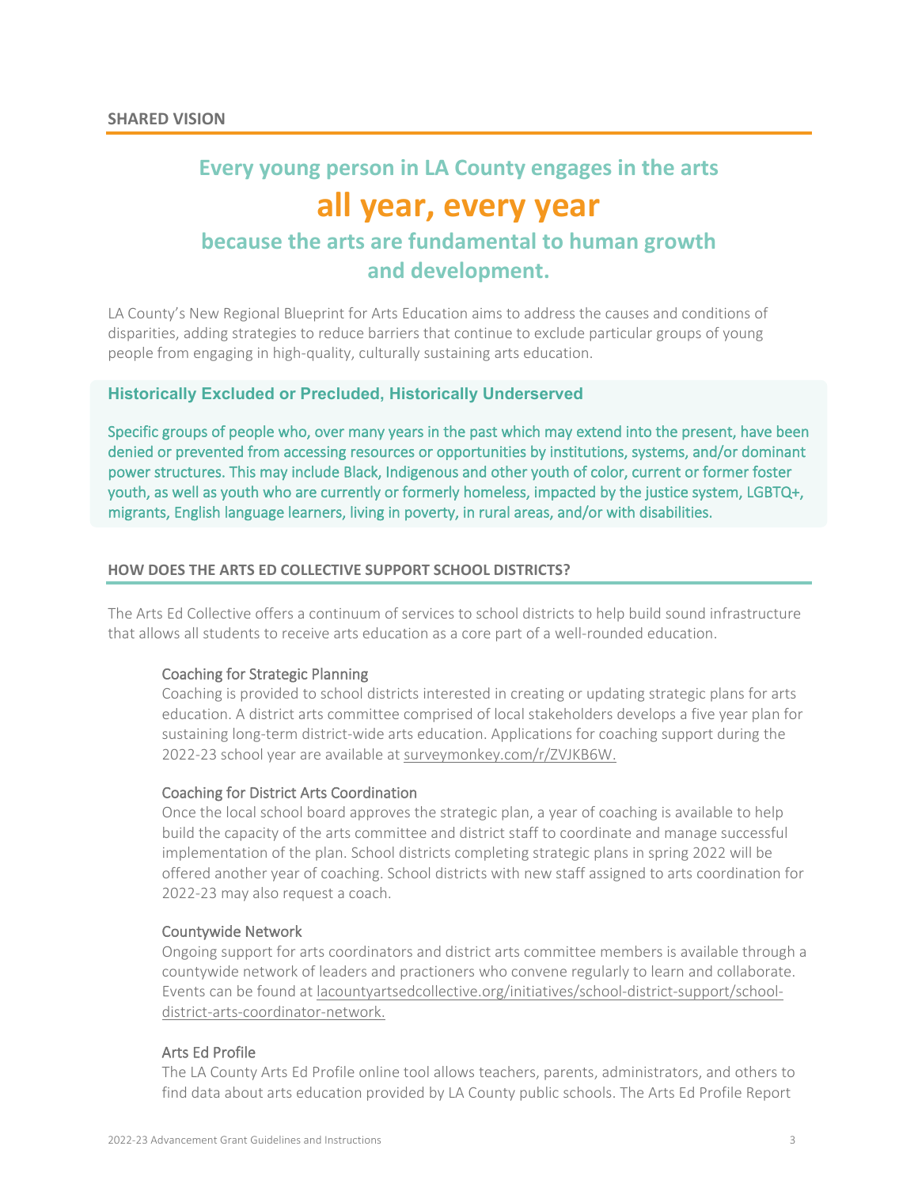## SHARED VISION

**Every young person in LA County engages in the arts**
**all year, every year**
**because the arts are fundamental to human growth and development.**

LA County's New Regional Blueprint for Arts Education aims to address the causes and conditions of disparities, adding strategies to reduce barriers that continue to exclude particular groups of young people from engaging in high-quality, culturally sustaining arts education.

### Historically Excluded or Precluded, Historically Underserved

Specific groups of people who, over many years in the past which may extend into the present, have been denied or prevented from accessing resources or opportunities by institutions, systems, and/or dominant power structures. This may include Black, Indigenous and other youth of color, current or former foster youth, as well as youth who are currently or formerly homeless, impacted by the justice system, LGBTQ+, migrants, English language learners, living in poverty, in rural areas, and/or with disabilities.

## HOW DOES THE ARTS ED COLLECTIVE SUPPORT SCHOOL DISTRICTS?

The Arts Ed Collective offers a continuum of services to school districts to help build sound infrastructure that allows all students to receive arts education as a core part of a well-rounded education.

### Coaching for Strategic Planning

Coaching is provided to school districts interested in creating or updating strategic plans for arts education. A district arts committee comprised of local stakeholders develops a five year plan for sustaining long-term district-wide arts education. Applications for coaching support during the 2022-23 school year are available at surveymonkey.com/r/ZVJKB6W.

### Coaching for District Arts Coordination

Once the local school board approves the strategic plan, a year of coaching is available to help build the capacity of the arts committee and district staff to coordinate and manage successful implementation of the plan. School districts completing strategic plans in spring 2022 will be offered another year of coaching. School districts with new staff assigned to arts coordination for 2022-23 may also request a coach.

### Countywide Network

Ongoing support for arts coordinators and district arts committee members is available through a countywide network of leaders and practioners who convene regularly to learn and collaborate. Events can be found at lacountyartsedcollective.org/initiatives/school-district-support/school-district-arts-coordinator-network.

### Arts Ed Profile

The LA County Arts Ed Profile online tool allows teachers, parents, administrators, and others to find data about arts education provided by LA County public schools. The Arts Ed Profile Report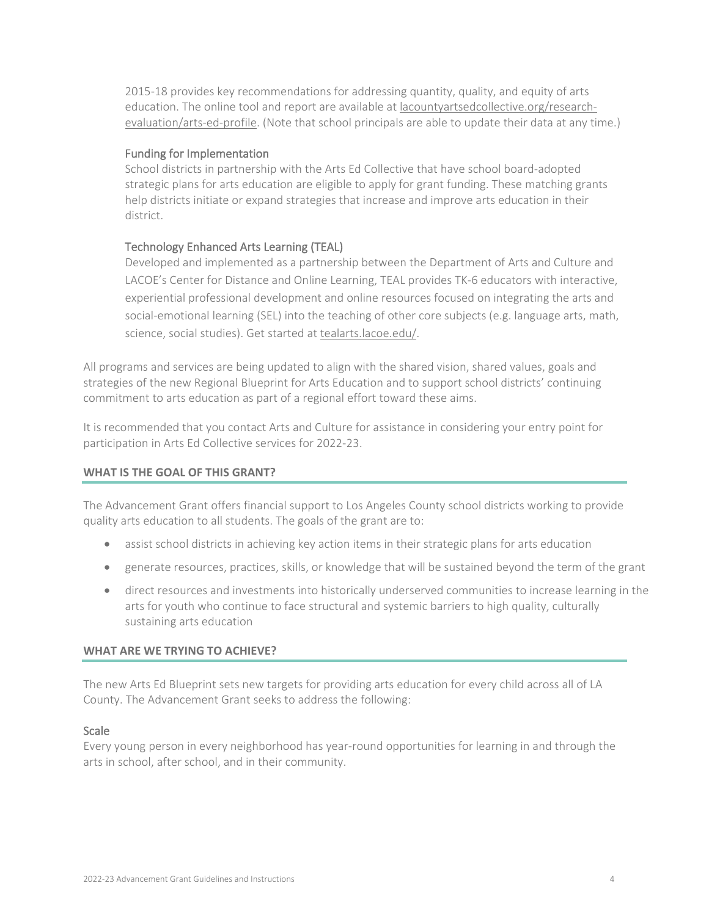2015-18 provides key recommendations for addressing quantity, quality, and equity of arts education. The online tool and report are available at lacountyartsedcollective.org/research-evaluation/arts-ed-profile. (Note that school principals are able to update their data at any time.)

#### Funding for Implementation

School districts in partnership with the Arts Ed Collective that have school board-adopted strategic plans for arts education are eligible to apply for grant funding. These matching grants help districts initiate or expand strategies that increase and improve arts education in their district.

#### Technology Enhanced Arts Learning (TEAL)

Developed and implemented as a partnership between the Department of Arts and Culture and LACOE's Center for Distance and Online Learning, TEAL provides TK-6 educators with interactive, experiential professional development and online resources focused on integrating the arts and social-emotional learning (SEL) into the teaching of other core subjects (e.g. language arts, math, science, social studies). Get started at tealarts.lacoe.edu/.

All programs and services are being updated to align with the shared vision, shared values, goals and strategies of the new Regional Blueprint for Arts Education and to support school districts' continuing commitment to arts education as part of a regional effort toward these aims.

It is recommended that you contact Arts and Culture for assistance in considering your entry point for participation in Arts Ed Collective services for 2022-23.

## WHAT IS THE GOAL OF THIS GRANT?

The Advancement Grant offers financial support to Los Angeles County school districts working to provide quality arts education to all students. The goals of the grant are to:

- assist school districts in achieving key action items in their strategic plans for arts education
- generate resources, practices, skills, or knowledge that will be sustained beyond the term of the grant
- direct resources and investments into historically underserved communities to increase learning in the arts for youth who continue to face structural and systemic barriers to high quality, culturally sustaining arts education

## WHAT ARE WE TRYING TO ACHIEVE?

The new Arts Ed Blueprint sets new targets for providing arts education for every child across all of LA County. The Advancement Grant seeks to address the following:

#### Scale

Every young person in every neighborhood has year-round opportunities for learning in and through the arts in school, after school, and in their community.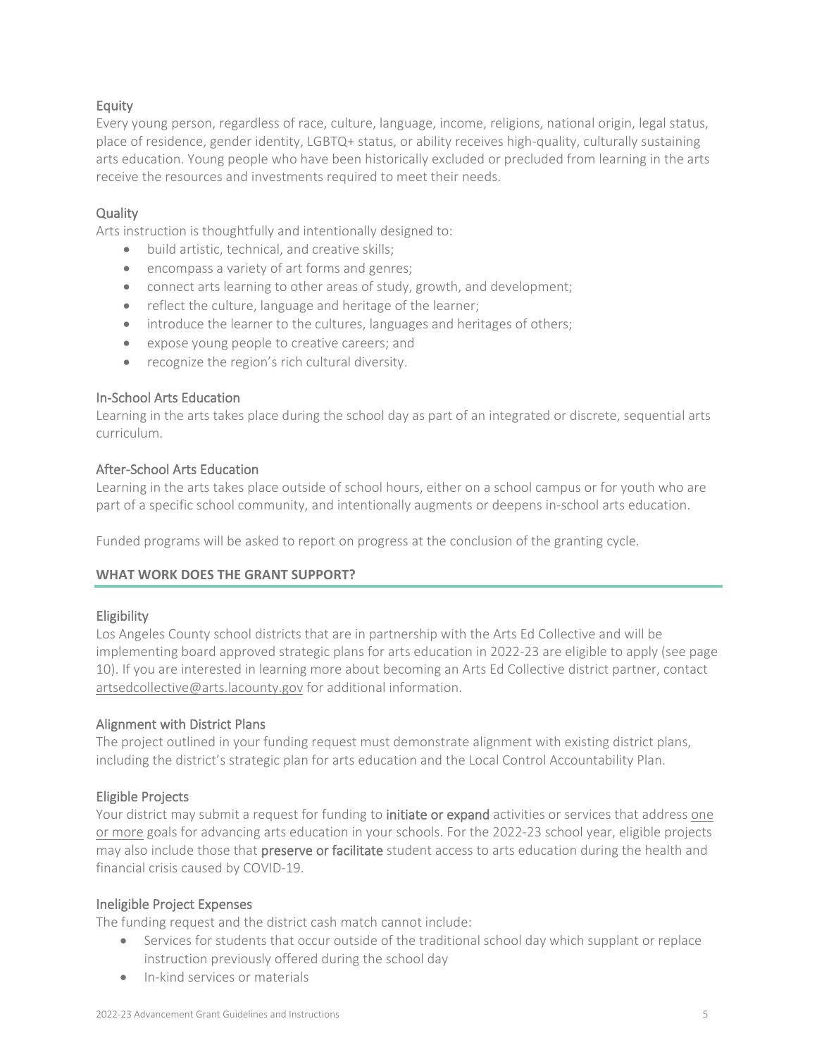### Equity

Every young person, regardless of race, culture, language, income, religions, national origin, legal status, place of residence, gender identity, LGBTQ+ status, or ability receives high-quality, culturally sustaining arts education. Young people who have been historically excluded or precluded from learning in the arts receive the resources and investments required to meet their needs.

### Quality

Arts instruction is thoughtfully and intentionally designed to:

- build artistic, technical, and creative skills;
- encompass a variety of art forms and genres;
- connect arts learning to other areas of study, growth, and development;
- reflect the culture, language and heritage of the learner;
- introduce the learner to the cultures, languages and heritages of others;
- expose young people to creative careers; and
- recognize the region's rich cultural diversity.

### In-School Arts Education

Learning in the arts takes place during the school day as part of an integrated or discrete, sequential arts curriculum.

### After-School Arts Education

Learning in the arts takes place outside of school hours, either on a school campus or for youth who are part of a specific school community, and intentionally augments or deepens in-school arts education.

Funded programs will be asked to report on progress at the conclusion of the granting cycle.

## WHAT WORK DOES THE GRANT SUPPORT?

### Eligibility

Los Angeles County school districts that are in partnership with the Arts Ed Collective and will be implementing board approved strategic plans for arts education in 2022-23 are eligible to apply (see page 10). If you are interested in learning more about becoming an Arts Ed Collective district partner, contact artsedcollective@arts.lacounty.gov for additional information.

### Alignment with District Plans

The project outlined in your funding request must demonstrate alignment with existing district plans, including the district's strategic plan for arts education and the Local Control Accountability Plan.

### Eligible Projects

Your district may submit a request for funding to **initiate or expand** activities or services that address one or more goals for advancing arts education in your schools. For the 2022-23 school year, eligible projects may also include those that **preserve or facilitate** student access to arts education during the health and financial crisis caused by COVID-19.

### Ineligible Project Expenses

The funding request and the district cash match cannot include:

- Services for students that occur outside of the traditional school day which supplant or replace instruction previously offered during the school day
- In-kind services or materials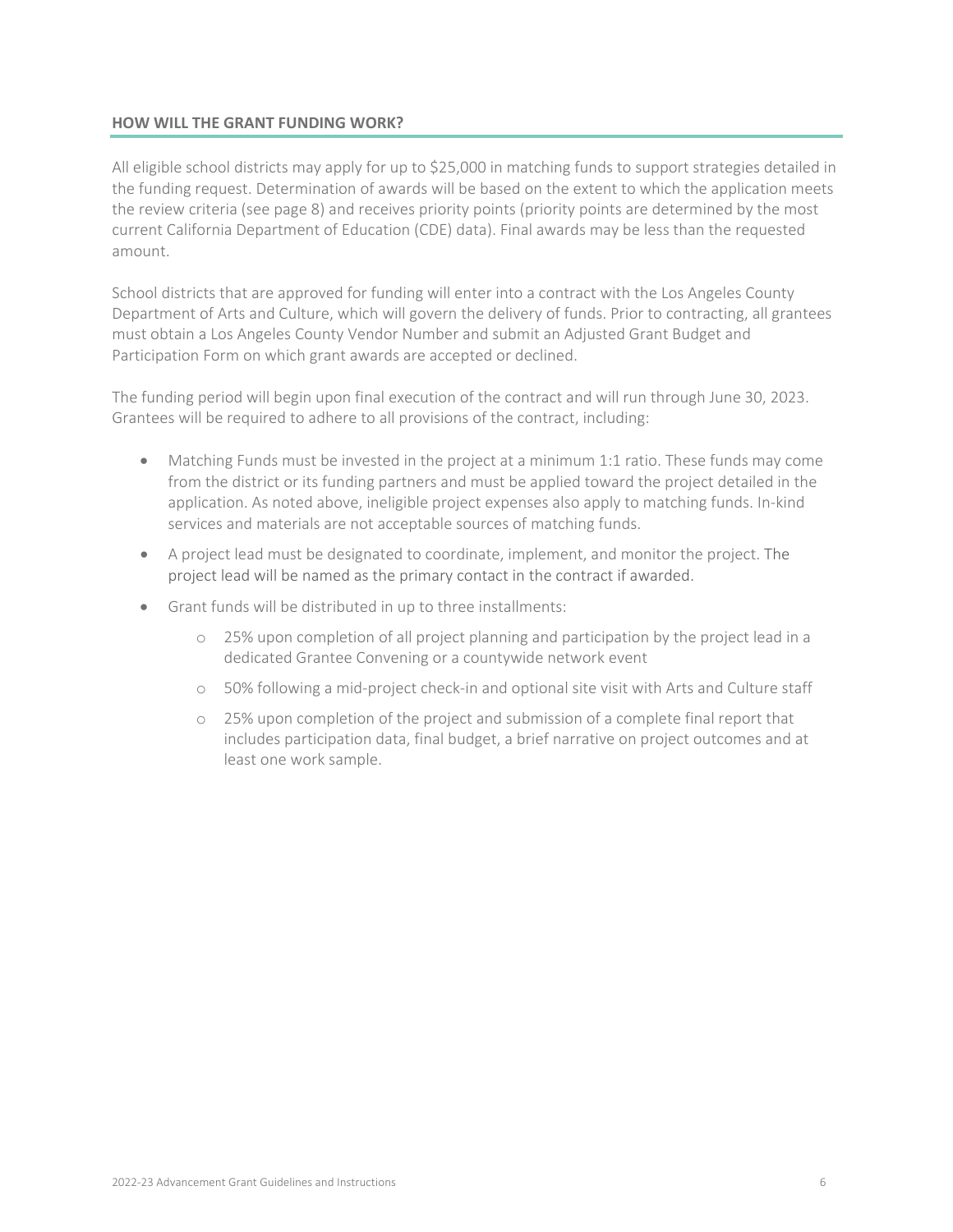## HOW WILL THE GRANT FUNDING WORK?

All eligible school districts may apply for up to $25,000 in matching funds to support strategies detailed in the funding request. Determination of awards will be based on the extent to which the application meets the review criteria (see page 8) and receives priority points (priority points are determined by the most current California Department of Education (CDE) data). Final awards may be less than the requested amount.

School districts that are approved for funding will enter into a contract with the Los Angeles County Department of Arts and Culture, which will govern the delivery of funds. Prior to contracting, all grantees must obtain a Los Angeles County Vendor Number and submit an Adjusted Grant Budget and Participation Form on which grant awards are accepted or declined.

The funding period will begin upon final execution of the contract and will run through June 30, 2023. Grantees will be required to adhere to all provisions of the contract, including:

- Matching Funds must be invested in the project at a minimum 1:1 ratio. These funds may come from the district or its funding partners and must be applied toward the project detailed in the application. As noted above, ineligible project expenses also apply to matching funds. In-kind services and materials are not acceptable sources of matching funds.
- A project lead must be designated to coordinate, implement, and monitor the project. The project lead will be named as the primary contact in the contract if awarded.
- Grant funds will be distributed in up to three installments:
  - 25% upon completion of all project planning and participation by the project lead in a dedicated Grantee Convening or a countywide network event
  - 50% following a mid-project check-in and optional site visit with Arts and Culture staff
  - 25% upon completion of the project and submission of a complete final report that includes participation data, final budget, a brief narrative on project outcomes and at least one work sample.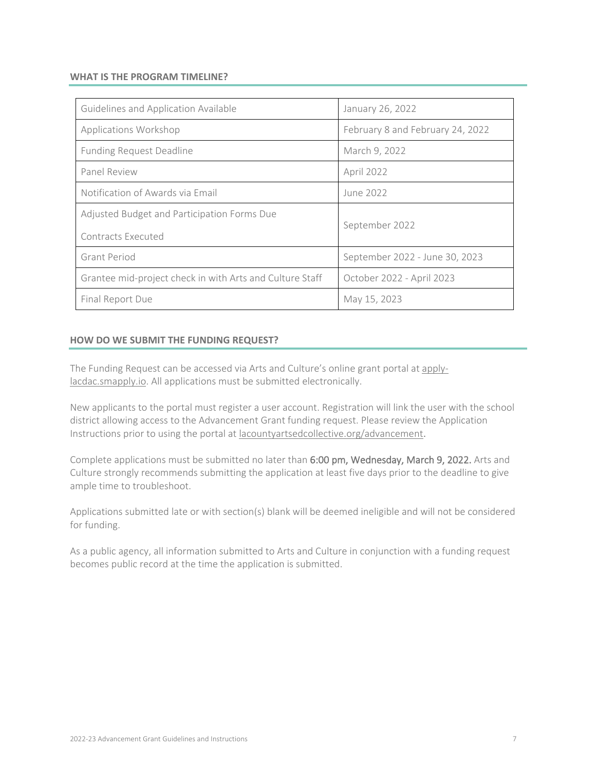## WHAT IS THE PROGRAM TIMELINE?

| | |
|---|---|
| Guidelines and Application Available | January 26, 2022 |
| Applications Workshop | February 8 and February 24, 2022 |
| Funding Request Deadline | March 9, 2022 |
| Panel Review | April 2022 |
| Notification of Awards via Email | June 2022 |
| Adjusted Budget and Participation Forms Due<br>Contracts Executed | September 2022 |
| Grant Period | September 2022 - June 30, 2023 |
| Grantee mid-project check in with Arts and Culture Staff | October 2022 - April 2023 |
| Final Report Due | May 15, 2023 |

## HOW DO WE SUBMIT THE FUNDING REQUEST?

The Funding Request can be accessed via Arts and Culture's online grant portal at apply-lacdac.smapply.io. All applications must be submitted electronically.

New applicants to the portal must register a user account. Registration will link the user with the school district allowing access to the Advancement Grant funding request. Please review the Application Instructions prior to using the portal at lacountyartsedcollective.org/advancement.

Complete applications must be submitted no later than **6:00 pm, Wednesday, March 9, 2022.** Arts and Culture strongly recommends submitting the application at least five days prior to the deadline to give ample time to troubleshoot.

Applications submitted late or with section(s) blank will be deemed ineligible and will not be considered for funding.

As a public agency, all information submitted to Arts and Culture in conjunction with a funding request becomes public record at the time the application is submitted.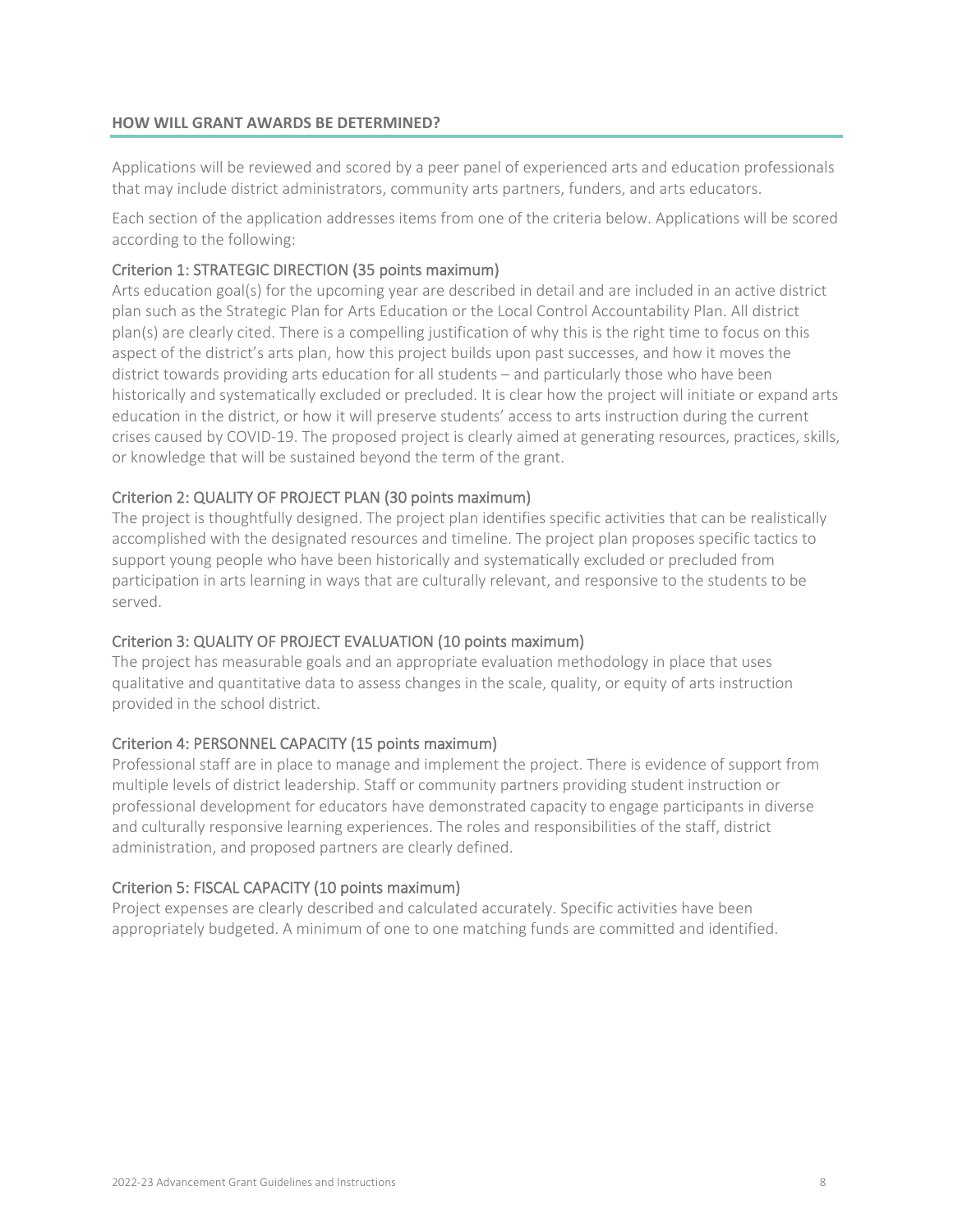## HOW WILL GRANT AWARDS BE DETERMINED?

Applications will be reviewed and scored by a peer panel of experienced arts and education professionals that may include district administrators, community arts partners, funders, and arts educators.

Each section of the application addresses items from one of the criteria below. Applications will be scored according to the following:

### Criterion 1: STRATEGIC DIRECTION (35 points maximum)

Arts education goal(s) for the upcoming year are described in detail and are included in an active district plan such as the Strategic Plan for Arts Education or the Local Control Accountability Plan. All district plan(s) are clearly cited. There is a compelling justification of why this is the right time to focus on this aspect of the district's arts plan, how this project builds upon past successes, and how it moves the district towards providing arts education for all students – and particularly those who have been historically and systematically excluded or precluded. It is clear how the project will initiate or expand arts education in the district, or how it will preserve students' access to arts instruction during the current crises caused by COVID-19. The proposed project is clearly aimed at generating resources, practices, skills, or knowledge that will be sustained beyond the term of the grant.

### Criterion 2: QUALITY OF PROJECT PLAN (30 points maximum)

The project is thoughtfully designed. The project plan identifies specific activities that can be realistically accomplished with the designated resources and timeline. The project plan proposes specific tactics to support young people who have been historically and systematically excluded or precluded from participation in arts learning in ways that are culturally relevant, and responsive to the students to be served.

### Criterion 3: QUALITY OF PROJECT EVALUATION (10 points maximum)

The project has measurable goals and an appropriate evaluation methodology in place that uses qualitative and quantitative data to assess changes in the scale, quality, or equity of arts instruction provided in the school district.

### Criterion 4: PERSONNEL CAPACITY (15 points maximum)

Professional staff are in place to manage and implement the project. There is evidence of support from multiple levels of district leadership. Staff or community partners providing student instruction or professional development for educators have demonstrated capacity to engage participants in diverse and culturally responsive learning experiences. The roles and responsibilities of the staff, district administration, and proposed partners are clearly defined.

### Criterion 5: FISCAL CAPACITY (10 points maximum)

Project expenses are clearly described and calculated accurately. Specific activities have been appropriately budgeted. A minimum of one to one matching funds are committed and identified.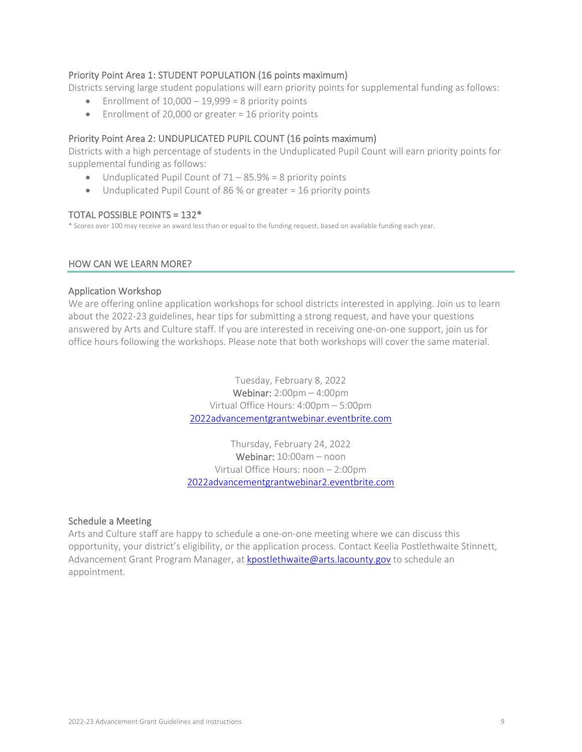### Priority Point Area 1: STUDENT POPULATION (16 points maximum)

Districts serving large student populations will earn priority points for supplemental funding as follows:

- Enrollment of 10,000 – 19,999 = 8 priority points
- Enrollment of 20,000 or greater = 16 priority points

### Priority Point Area 2: UNDUPLICATED PUPIL COUNT (16 points maximum)

Districts with a high percentage of students in the Unduplicated Pupil Count will earn priority points for supplemental funding as follows:

- Unduplicated Pupil Count of 71 – 85.9% = 8 priority points
- Unduplicated Pupil Count of 86 % or greater = 16 priority points

### TOTAL POSSIBLE POINTS = 132*

* Scores over 100 may receive an award less than or equal to the funding request, based on available funding each year.

## HOW CAN WE LEARN MORE?

### Application Workshop

We are offering online application workshops for school districts interested in applying. Join us to learn about the 2022-23 guidelines, hear tips for submitting a strong request, and have your questions answered by Arts and Culture staff. If you are interested in receiving one-on-one support, join us for office hours following the workshops. Please note that both workshops will cover the same material.

Tuesday, February 8, 2022
**Webinar:** 2:00pm – 4:00pm
Virtual Office Hours: 4:00pm – 5:00pm
2022advancementgrantwebinar.eventbrite.com

Thursday, February 24, 2022
**Webinar:** 10:00am – noon
Virtual Office Hours: noon – 2:00pm
2022advancementgrantwebinar2.eventbrite.com

### Schedule a Meeting

Arts and Culture staff are happy to schedule a one-on-one meeting where we can discuss this opportunity, your district's eligibility, or the application process. Contact Keelia Postlethwaite Stinnett, Advancement Grant Program Manager, at kpostlethwaite@arts.lacounty.gov to schedule an appointment.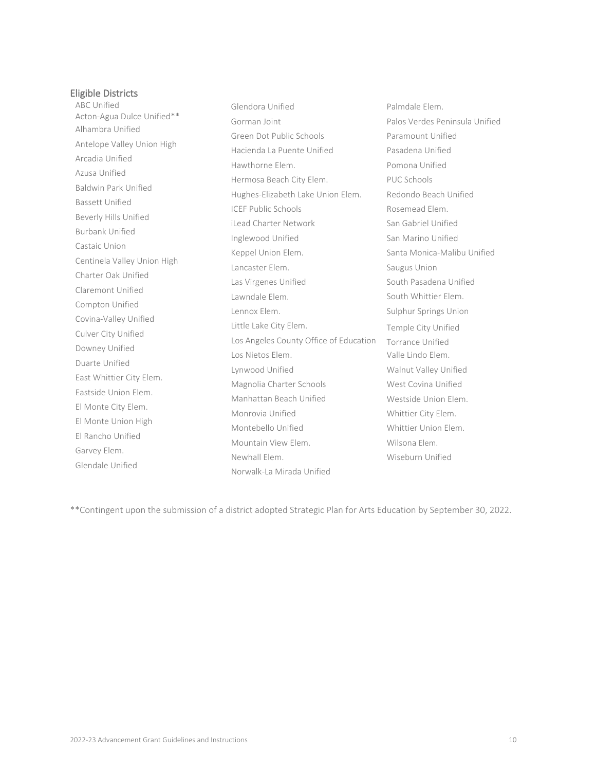## Eligible Districts

- ABC Unified
- Acton-Agua Dulce Unified**
- Alhambra Unified
- Antelope Valley Union High
- Arcadia Unified
- Azusa Unified
- Baldwin Park Unified
- Bassett Unified
- Beverly Hills Unified
- Burbank Unified
- Castaic Union
- Centinela Valley Union High
- Charter Oak Unified
- Claremont Unified
- Compton Unified
- Covina-Valley Unified
- Culver City Unified
- Downey Unified
- Duarte Unified
- East Whittier City Elem.
- Eastside Union Elem.
- El Monte City Elem.
- El Monte Union High
- El Rancho Unified
- Garvey Elem.
- Glendale Unified
- Glendora Unified
- Gorman Joint
- Green Dot Public Schools
- Hacienda La Puente Unified
- Hawthorne Elem.
- Hermosa Beach City Elem.
- Hughes-Elizabeth Lake Union Elem.
- ICEF Public Schools
- iLead Charter Network
- Inglewood Unified
- Keppel Union Elem.
- Lancaster Elem.
- Las Virgenes Unified
- Lawndale Elem.
- Lennox Elem.
- Little Lake City Elem.
- Los Angeles County Office of Education
- Los Nietos Elem.
- Lynwood Unified
- Magnolia Charter Schools
- Manhattan Beach Unified
- Monrovia Unified
- Montebello Unified
- Mountain View Elem.
- Newhall Elem.
- Norwalk-La Mirada Unified
- Palmdale Elem.
- Palos Verdes Peninsula Unified
- Paramount Unified
- Pasadena Unified
- Pomona Unified
- PUC Schools
- Redondo Beach Unified
- Rosemead Elem.
- San Gabriel Unified
- San Marino Unified
- Santa Monica-Malibu Unified
- Saugus Union
- South Pasadena Unified
- South Whittier Elem.
- Sulphur Springs Union
- Temple City Unified
- Torrance Unified
- Valle Lindo Elem.
- Walnut Valley Unified
- West Covina Unified
- Westside Union Elem.
- Whittier City Elem.
- Whittier Union Elem.
- Wilsona Elem.
- Wiseburn Unified

**Contingent upon the submission of a district adopted Strategic Plan for Arts Education by September 30, 2022.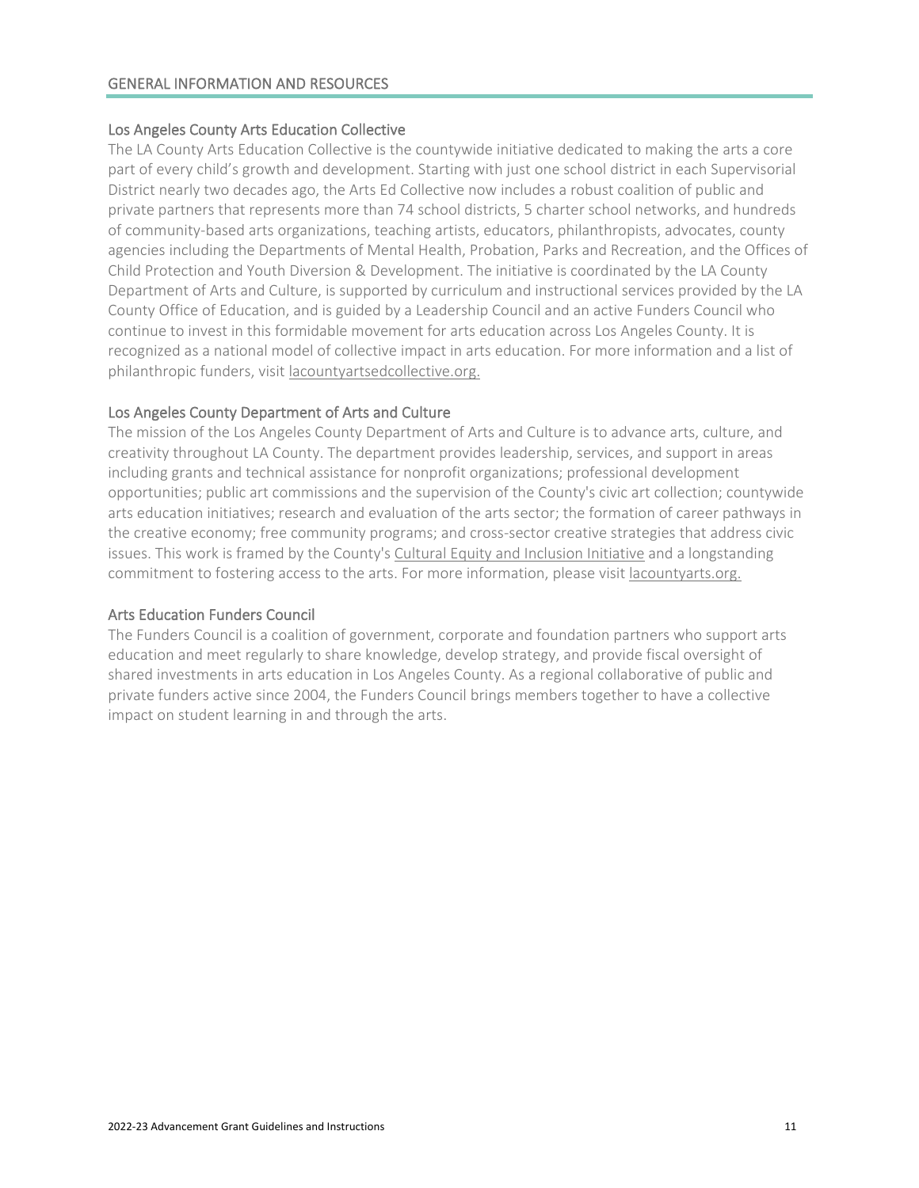## GENERAL INFORMATION AND RESOURCES

### Los Angeles County Arts Education Collective

The LA County Arts Education Collective is the countywide initiative dedicated to making the arts a core part of every child's growth and development. Starting with just one school district in each Supervisorial District nearly two decades ago, the Arts Ed Collective now includes a robust coalition of public and private partners that represents more than 74 school districts, 5 charter school networks, and hundreds of community-based arts organizations, teaching artists, educators, philanthropists, advocates, county agencies including the Departments of Mental Health, Probation, Parks and Recreation, and the Offices of Child Protection and Youth Diversion & Development. The initiative is coordinated by the LA County Department of Arts and Culture, is supported by curriculum and instructional services provided by the LA County Office of Education, and is guided by a Leadership Council and an active Funders Council who continue to invest in this formidable movement for arts education across Los Angeles County. It is recognized as a national model of collective impact in arts education. For more information and a list of philanthropic funders, visit lacountyartsedcollective.org.

### Los Angeles County Department of Arts and Culture

The mission of the Los Angeles County Department of Arts and Culture is to advance arts, culture, and creativity throughout LA County. The department provides leadership, services, and support in areas including grants and technical assistance for nonprofit organizations; professional development opportunities; public art commissions and the supervision of the County's civic art collection; countywide arts education initiatives; research and evaluation of the arts sector; the formation of career pathways in the creative economy; free community programs; and cross-sector creative strategies that address civic issues. This work is framed by the County's Cultural Equity and Inclusion Initiative and a longstanding commitment to fostering access to the arts. For more information, please visit lacountyarts.org.

### Arts Education Funders Council

The Funders Council is a coalition of government, corporate and foundation partners who support arts education and meet regularly to share knowledge, develop strategy, and provide fiscal oversight of shared investments in arts education in Los Angeles County. As a regional collaborative of public and private funders active since 2004, the Funders Council brings members together to have a collective impact on student learning in and through the arts.